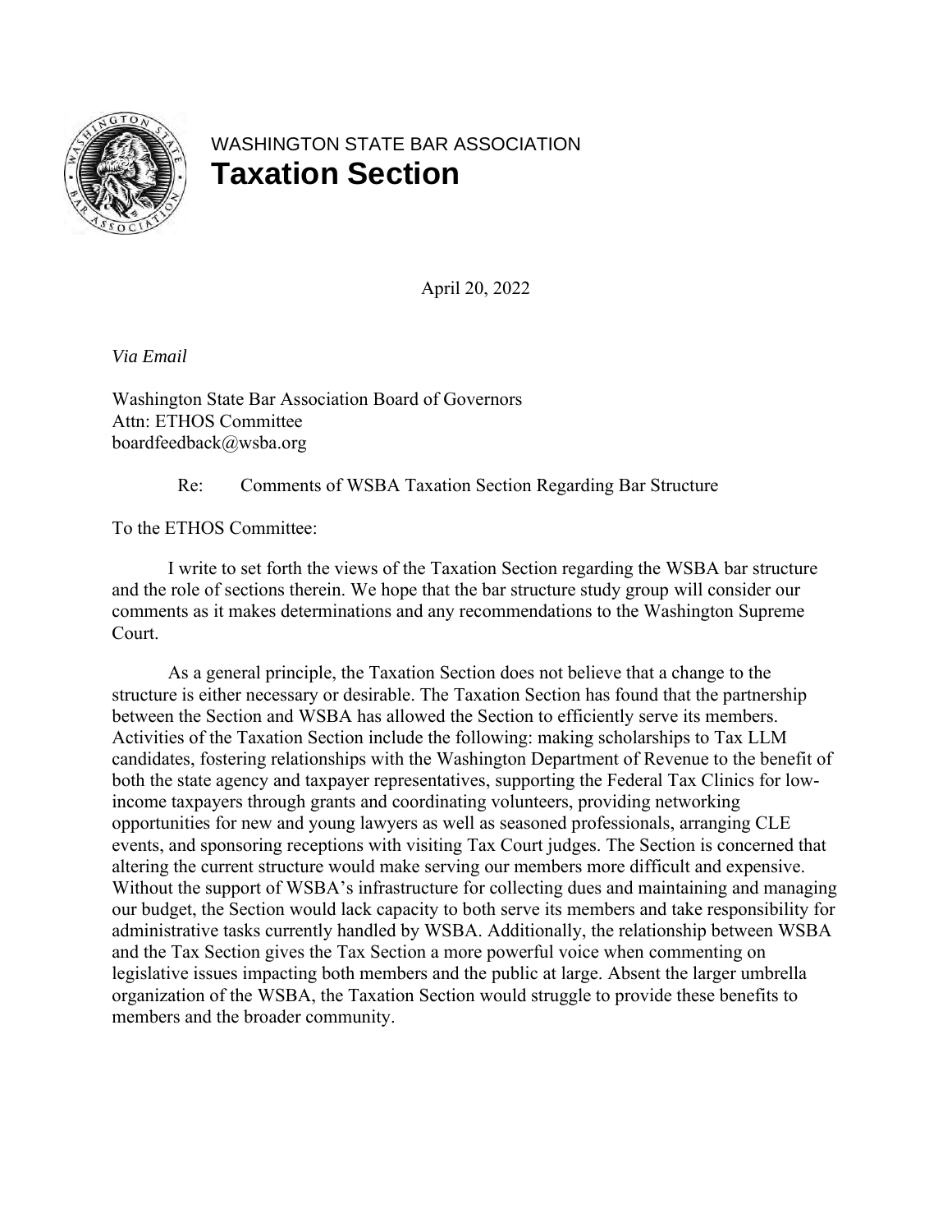WASHINGTON STATE BAR ASSOCIATION

# Taxation Section

April 20, 2022

*Via Email*

Washington State Bar Association Board of Governors
Attn: ETHOS Committee
boardfeedback@wsba.org

Re: Comments of WSBA Taxation Section Regarding Bar Structure

To the ETHOS Committee:

I write to set forth the views of the Taxation Section regarding the WSBA bar structure and the role of sections therein. We hope that the bar structure study group will consider our comments as it makes determinations and any recommendations to the Washington Supreme Court.

As a general principle, the Taxation Section does not believe that a change to the structure is either necessary or desirable. The Taxation Section has found that the partnership between the Section and WSBA has allowed the Section to efficiently serve its members. Activities of the Taxation Section include the following: making scholarships to Tax LLM candidates, fostering relationships with the Washington Department of Revenue to the benefit of both the state agency and taxpayer representatives, supporting the Federal Tax Clinics for low-income taxpayers through grants and coordinating volunteers, providing networking opportunities for new and young lawyers as well as seasoned professionals, arranging CLE events, and sponsoring receptions with visiting Tax Court judges. The Section is concerned that altering the current structure would make serving our members more difficult and expensive. Without the support of WSBA's infrastructure for collecting dues and maintaining and managing our budget, the Section would lack capacity to both serve its members and take responsibility for administrative tasks currently handled by WSBA. Additionally, the relationship between WSBA and the Tax Section gives the Tax Section a more powerful voice when commenting on legislative issues impacting both members and the public at large. Absent the larger umbrella organization of the WSBA, the Taxation Section would struggle to provide these benefits to members and the broader community.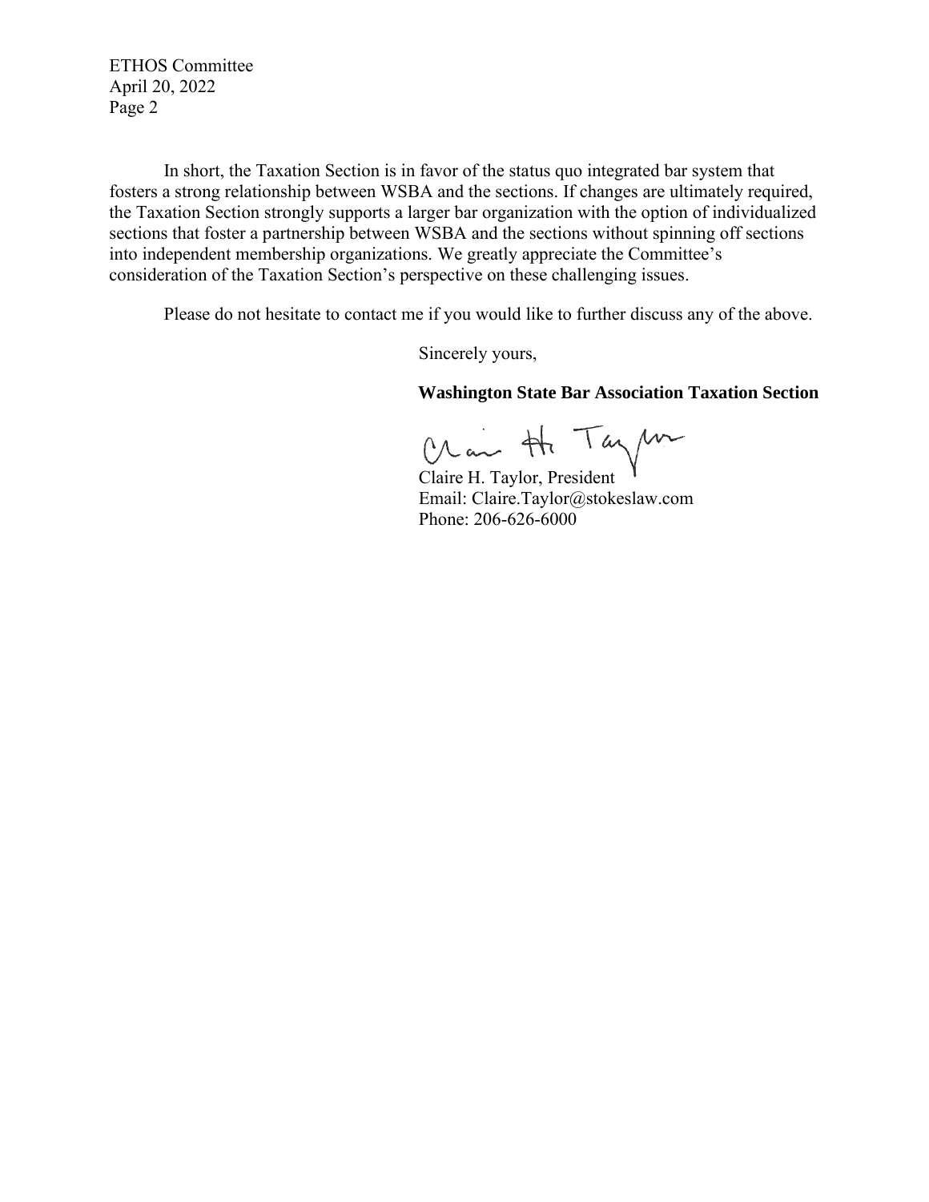In short, the Taxation Section is in favor of the status quo integrated bar system that fosters a strong relationship between WSBA and the sections. If changes are ultimately required, the Taxation Section strongly supports a larger bar organization with the option of individualized sections that foster a partnership between WSBA and the sections without spinning off sections into independent membership organizations. We greatly appreciate the Committee's consideration of the Taxation Section's perspective on these challenging issues.

Please do not hesitate to contact me if you would like to further discuss any of the above.

Sincerely yours,

**Washington State Bar Association Taxation Section**

Claire H. Taylor, President
Email: Claire.Taylor@stokeslaw.com
Phone: 206-626-6000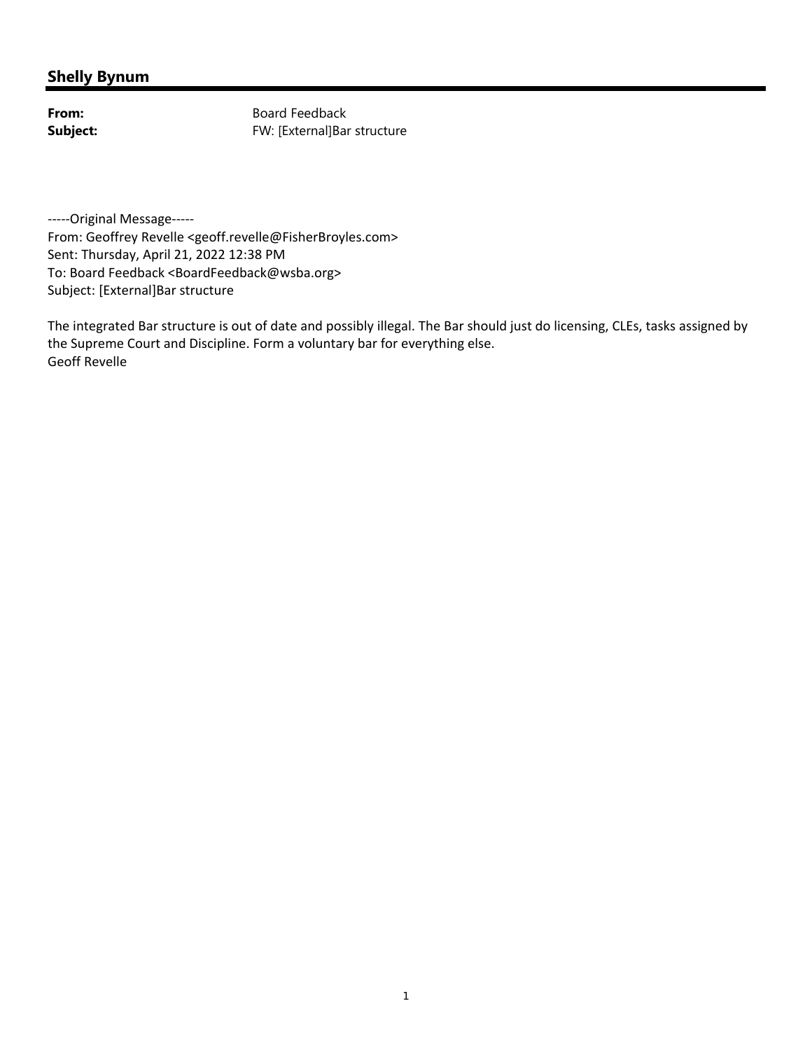## Shelly Bynum

**From:** Board Feedback
**Subject:** FW: [External]Bar structure

-----Original Message-----
From: Geoffrey Revelle <geoff.revelle@FisherBroyles.com>
Sent: Thursday, April 21, 2022 12:38 PM
To: Board Feedback <BoardFeedback@wsba.org>
Subject: [External]Bar structure

The integrated Bar structure is out of date and possibly illegal. The Bar should just do licensing, CLEs, tasks assigned by the Supreme Court and Discipline. Form a voluntary bar for everything else.
Geoff Revelle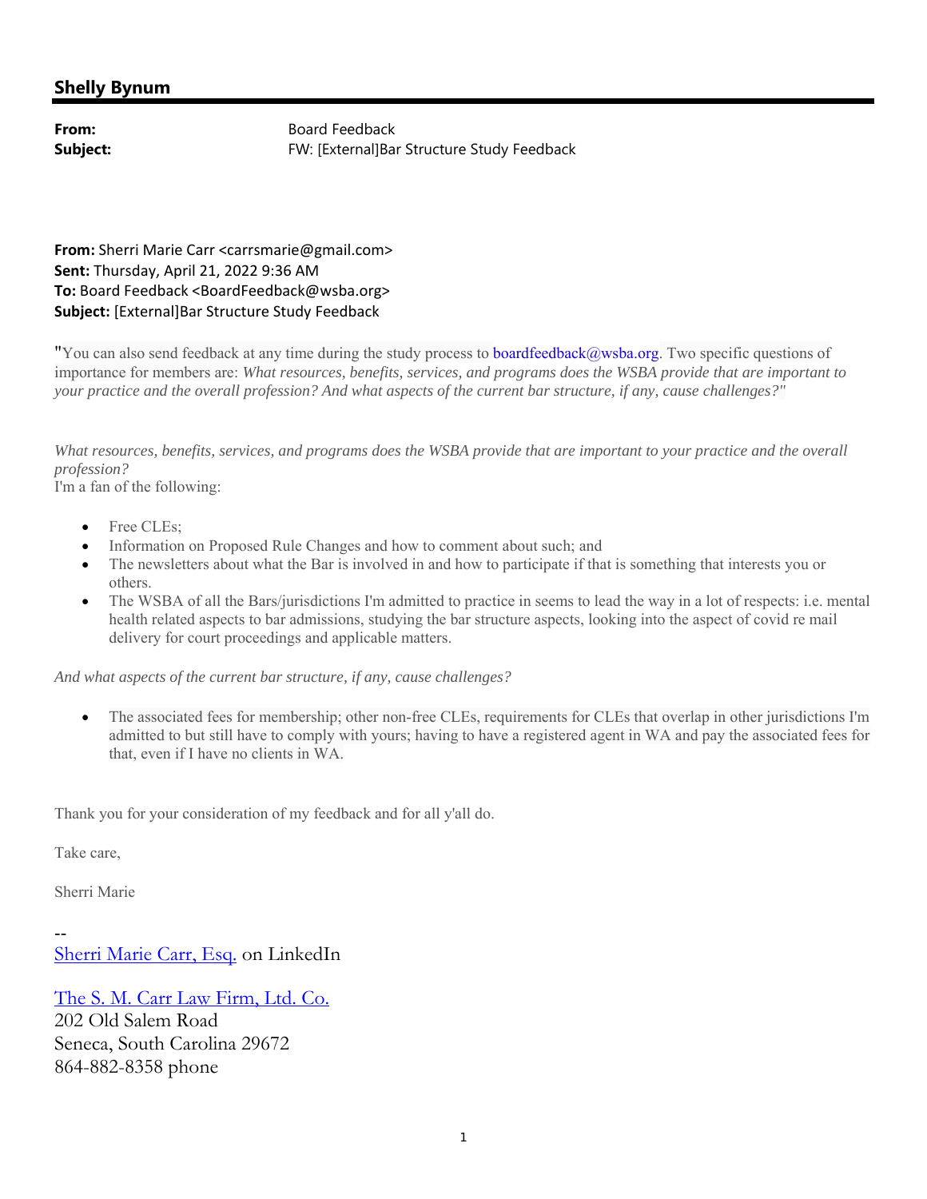## Shelly Bynum

**From:** Board Feedback
**Subject:** FW: [External]Bar Structure Study Feedback

**From:** Sherri Marie Carr <carrsmarie@gmail.com>
**Sent:** Thursday, April 21, 2022 9:36 AM
**To:** Board Feedback <BoardFeedback@wsba.org>
**Subject:** [External]Bar Structure Study Feedback

"You can also send feedback at any time during the study process to boardfeedback@wsba.org. Two specific questions of importance for members are: *What resources, benefits, services, and programs does the WSBA provide that are important to your practice and the overall profession? And what aspects of the current bar structure, if any, cause challenges?"*

*What resources, benefits, services, and programs does the WSBA provide that are important to your practice and the overall profession?*
I'm a fan of the following:

- Free CLEs;
- Information on Proposed Rule Changes and how to comment about such; and
- The newsletters about what the Bar is involved in and how to participate if that is something that interests you or others.
- The WSBA of all the Bars/jurisdictions I'm admitted to practice in seems to lead the way in a lot of respects: i.e. mental health related aspects to bar admissions, studying the bar structure aspects, looking into the aspect of covid re mail delivery for court proceedings and applicable matters.

*And what aspects of the current bar structure, if any, cause challenges?*

- The associated fees for membership; other non-free CLEs, requirements for CLEs that overlap in other jurisdictions I'm admitted to but still have to comply with yours; having to have a registered agent in WA and pay the associated fees for that, even if I have no clients in WA.

Thank you for your consideration of my feedback and for all y'all do.

Take care,

Sherri Marie

--
Sherri Marie Carr, Esq. on LinkedIn

The S. M. Carr Law Firm, Ltd. Co.
202 Old Salem Road
Seneca, South Carolina 29672
864-882-8358 phone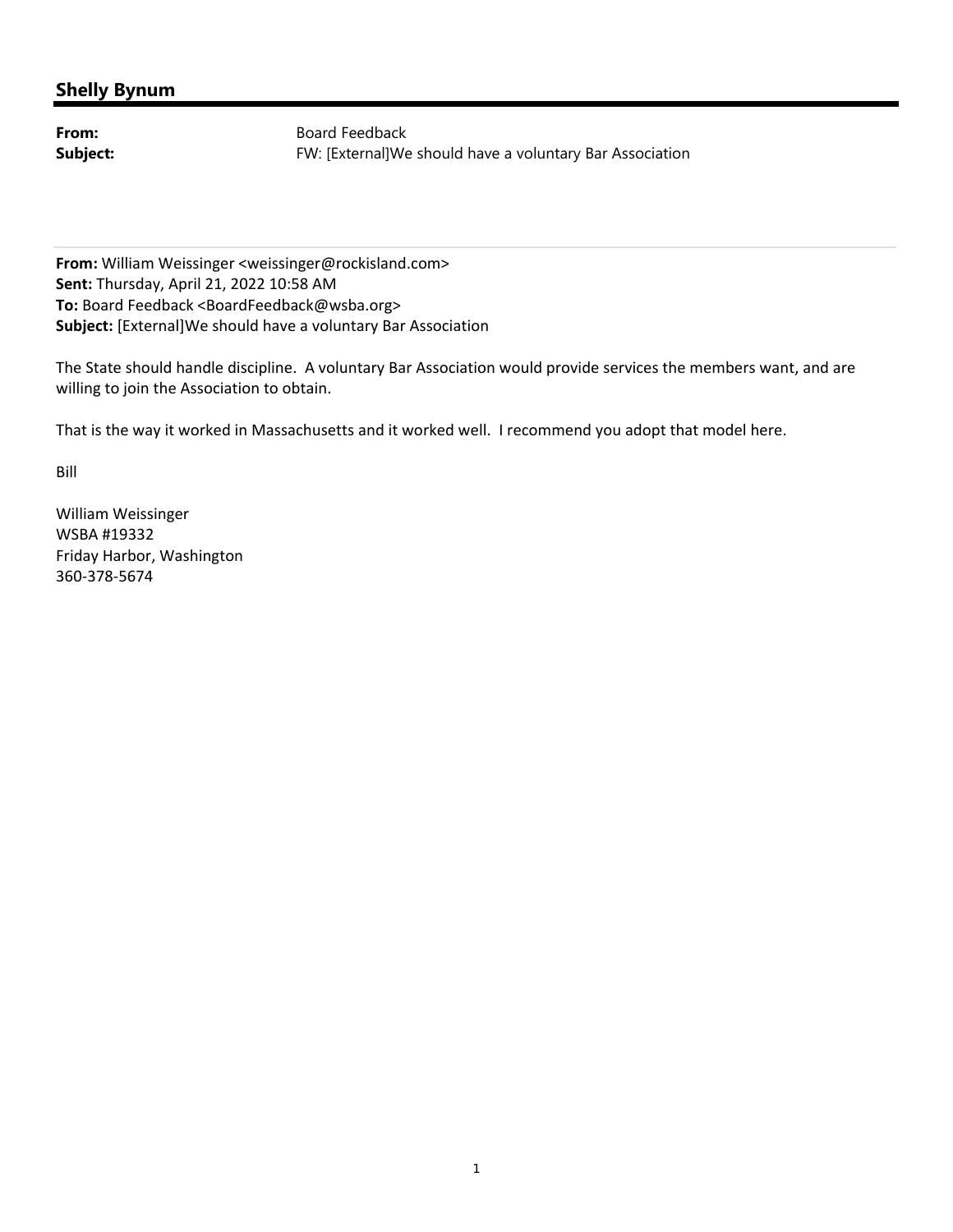## Shelly Bynum

**From:** Board Feedback
**Subject:** FW: [External]We should have a voluntary Bar Association

---

**From:** William Weissinger <weissinger@rockisland.com>
**Sent:** Thursday, April 21, 2022 10:58 AM
**To:** Board Feedback <BoardFeedback@wsba.org>
**Subject:** [External]We should have a voluntary Bar Association

The State should handle discipline. A voluntary Bar Association would provide services the members want, and are willing to join the Association to obtain.

That is the way it worked in Massachusetts and it worked well. I recommend you adopt that model here.

Bill

William Weissinger
WSBA #19332
Friday Harbor, Washington
360-378-5674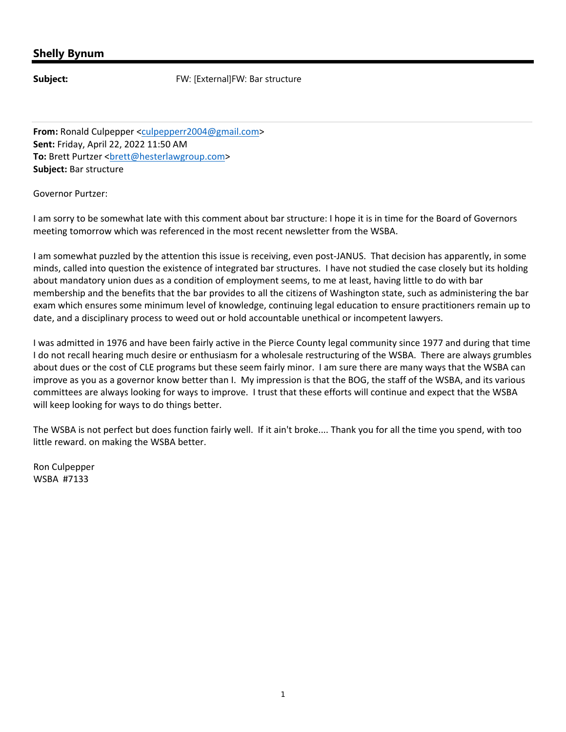## Shelly Bynum

**Subject:** FW: [External]FW: Bar structure

---

**From:** Ronald Culpepper <culpepperr2004@gmail.com>
**Sent:** Friday, April 22, 2022 11:50 AM
**To:** Brett Purtzer <brett@hesterlawgroup.com>
**Subject:** Bar structure

Governor Purtzer:

I am sorry to be somewhat late with this comment about bar structure: I hope it is in time for the Board of Governors meeting tomorrow which was referenced in the most recent newsletter from the WSBA.

I am somewhat puzzled by the attention this issue is receiving, even post-JANUS. That decision has apparently, in some minds, called into question the existence of integrated bar structures. I have not studied the case closely but its holding about mandatory union dues as a condition of employment seems, to me at least, having little to do with bar membership and the benefits that the bar provides to all the citizens of Washington state, such as administering the bar exam which ensures some minimum level of knowledge, continuing legal education to ensure practitioners remain up to date, and a disciplinary process to weed out or hold accountable unethical or incompetent lawyers.

I was admitted in 1976 and have been fairly active in the Pierce County legal community since 1977 and during that time I do not recall hearing much desire or enthusiasm for a wholesale restructuring of the WSBA. There are always grumbles about dues or the cost of CLE programs but these seem fairly minor. I am sure there are many ways that the WSBA can improve as you as a governor know better than I. My impression is that the BOG, the staff of the WSBA, and its various committees are always looking for ways to improve. I trust that these efforts will continue and expect that the WSBA will keep looking for ways to do things better.

The WSBA is not perfect but does function fairly well. If it ain't broke.... Thank you for all the time you spend, with too little reward. on making the WSBA better.

Ron Culpepper
WSBA #7133